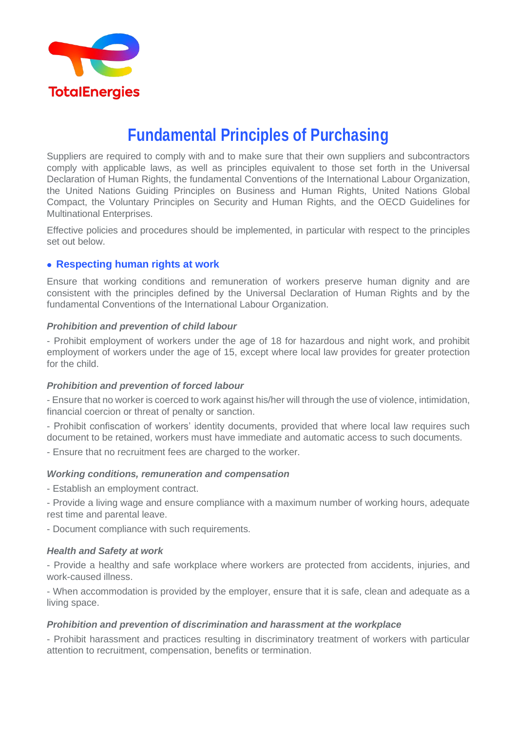TotalEnergies

# Fundamental Principles of Purchasing

Suppliers are required to comply with and to make sure that their own suppliers and subcontractors comply with applicable laws, as well as principles equivalent to those set forth in the Universal Declaration of Human Rights, the fundamental Conventions of the International Labour Organization, the United Nations Guiding Principles on Business and Human Rights, United Nations Global Compact, the Voluntary Principles on Security and Human Rights, and the OECD Guidelines for Multinational Enterprises.

Effective policies and procedures should be implemented, in particular with respect to the principles set out below.

## • Respecting human rights at work

Ensure that working conditions and remuneration of workers preserve human dignity and are consistent with the principles defined by the Universal Declaration of Human Rights and by the fundamental Conventions of the International Labour Organization.

### *Prohibition and prevention of child labour*

- Prohibit employment of workers under the age of 18 for hazardous and night work, and prohibit employment of workers under the age of 15, except where local law provides for greater protection for the child.

### *Prohibition and prevention of forced labour*

- Ensure that no worker is coerced to work against his/her will through the use of violence, intimidation, financial coercion or threat of penalty or sanction.

- Prohibit confiscation of workers' identity documents, provided that where local law requires such document to be retained, workers must have immediate and automatic access to such documents.

- Ensure that no recruitment fees are charged to the worker.

### *Working conditions, remuneration and compensation*

- Establish an employment contract.

- Provide a living wage and ensure compliance with a maximum number of working hours, adequate rest time and parental leave.

- Document compliance with such requirements.

### *Health and Safety at work*

- Provide a healthy and safe workplace where workers are protected from accidents, injuries, and work-caused illness.

- When accommodation is provided by the employer, ensure that it is safe, clean and adequate as a living space.

### *Prohibition and prevention of discrimination and harassment at the workplace*

- Prohibit harassment and practices resulting in discriminatory treatment of workers with particular attention to recruitment, compensation, benefits or termination.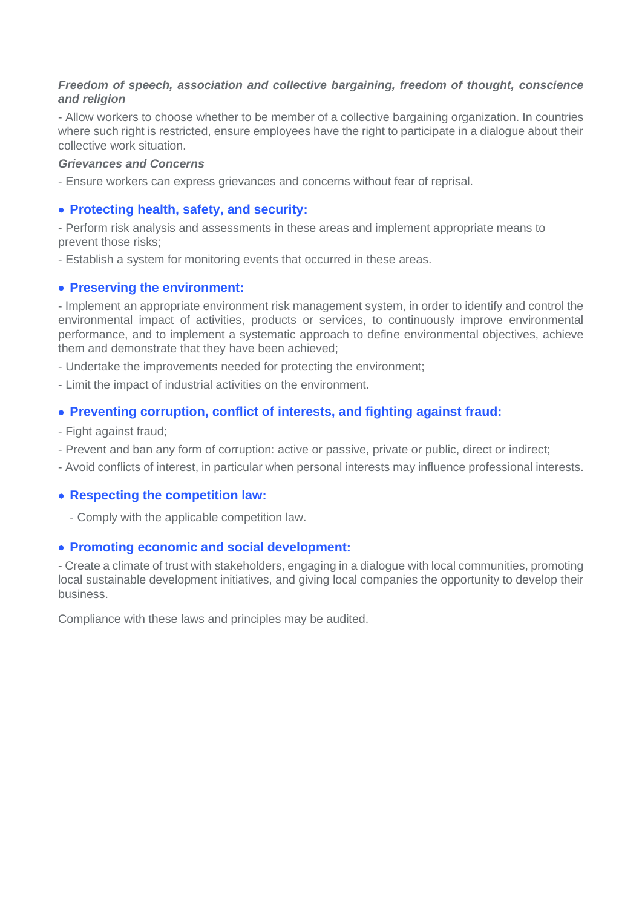***Freedom of speech, association and collective bargaining, freedom of thought, conscience and religion***

- Allow workers to choose whether to be member of a collective bargaining organization. In countries where such right is restricted, ensure employees have the right to participate in a dialogue about their collective work situation.

***Grievances and Concerns***

- Ensure workers can express grievances and concerns without fear of reprisal.

- **Protecting health, safety, and security:**

- Perform risk analysis and assessments in these areas and implement appropriate means to prevent those risks;

- Establish a system for monitoring events that occurred in these areas.

- **Preserving the environment:**

- Implement an appropriate environment risk management system, in order to identify and control the environmental impact of activities, products or services, to continuously improve environmental performance, and to implement a systematic approach to define environmental objectives, achieve them and demonstrate that they have been achieved;

- Undertake the improvements needed for protecting the environment;

- Limit the impact of industrial activities on the environment.

- **Preventing corruption, conflict of interests, and fighting against fraud:**

- Fight against fraud;

- Prevent and ban any form of corruption: active or passive, private or public, direct or indirect;

- Avoid conflicts of interest, in particular when personal interests may influence professional interests.

- **Respecting the competition law:**

- Comply with the applicable competition law.

- **Promoting economic and social development:**

- Create a climate of trust with stakeholders, engaging in a dialogue with local communities, promoting local sustainable development initiatives, and giving local companies the opportunity to develop their business.

Compliance with these laws and principles may be audited.